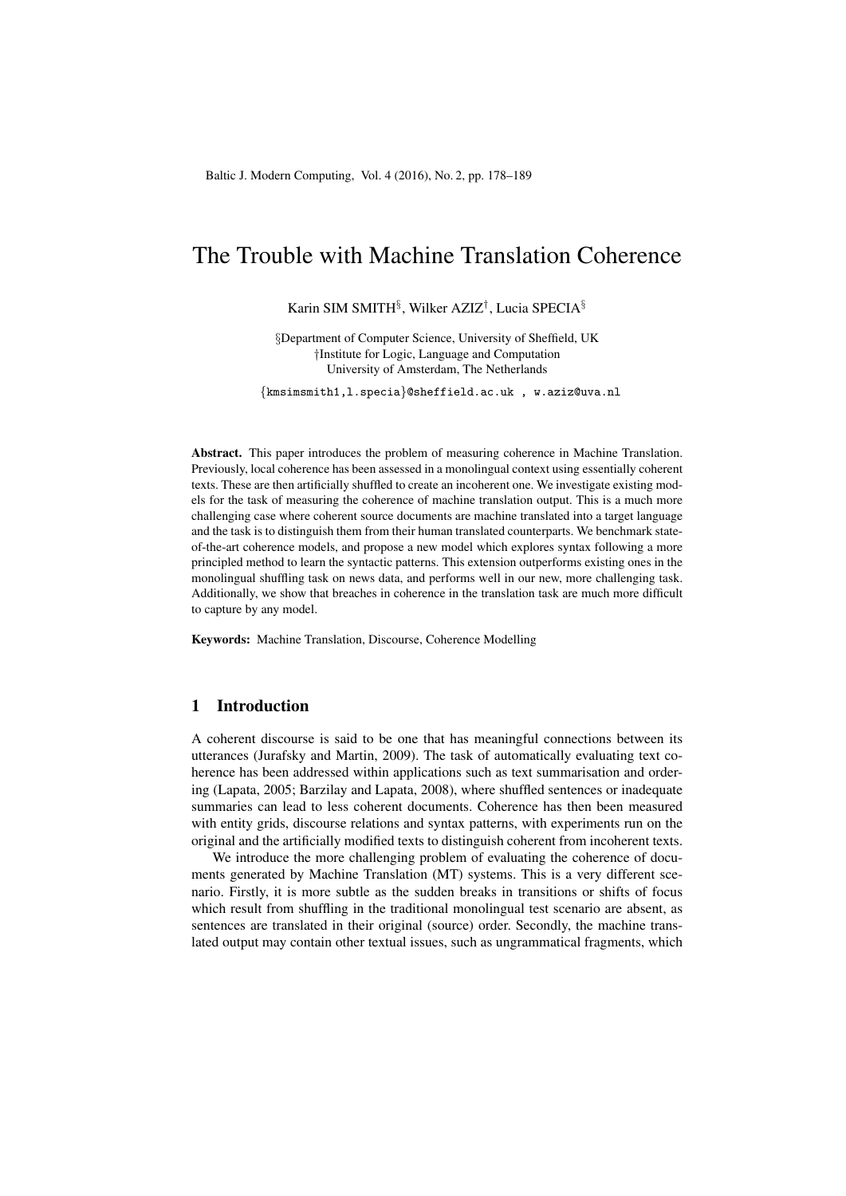# The Trouble with Machine Translation Coherence

Karin SIM SMITH[§], Wilker AZIZ[†], Lucia SPECIA[§]

§Department of Computer Science, University of Sheffield, UK
†Institute for Logic, Language and Computation
University of Amsterdam, The Netherlands

{kmsimsmith1,l.specia}@sheffield.ac.uk , w.aziz@uva.nl

**Abstract.** This paper introduces the problem of measuring coherence in Machine Translation. Previously, local coherence has been assessed in a monolingual context using essentially coherent texts. These are then artificially shuffled to create an incoherent one. We investigate existing models for the task of measuring the coherence of machine translation output. This is a much more challenging case where coherent source documents are machine translated into a target language and the task is to distinguish them from their human translated counterparts. We benchmark state-of-the-art coherence models, and propose a new model which explores syntax following a more principled method to learn the syntactic patterns. This extension outperforms existing ones in the monolingual shuffling task on news data, and performs well in our new, more challenging task. Additionally, we show that breaches in coherence in the translation task are much more difficult to capture by any model.

**Keywords:** Machine Translation, Discourse, Coherence Modelling

## 1 Introduction

A coherent discourse is said to be one that has meaningful connections between its utterances (Jurafsky and Martin, 2009). The task of automatically evaluating text coherence has been addressed within applications such as text summarisation and ordering (Lapata, 2005; Barzilay and Lapata, 2008), where shuffled sentences or inadequate summaries can lead to less coherent documents. Coherence has then been measured with entity grids, discourse relations and syntax patterns, with experiments run on the original and the artificially modified texts to distinguish coherent from incoherent texts.

We introduce the more challenging problem of evaluating the coherence of documents generated by Machine Translation (MT) systems. This is a very different scenario. Firstly, it is more subtle as the sudden breaks in transitions or shifts of focus which result from shuffling in the traditional monolingual test scenario are absent, as sentences are translated in their original (source) order. Secondly, the machine translated output may contain other textual issues, such as ungrammatical fragments, which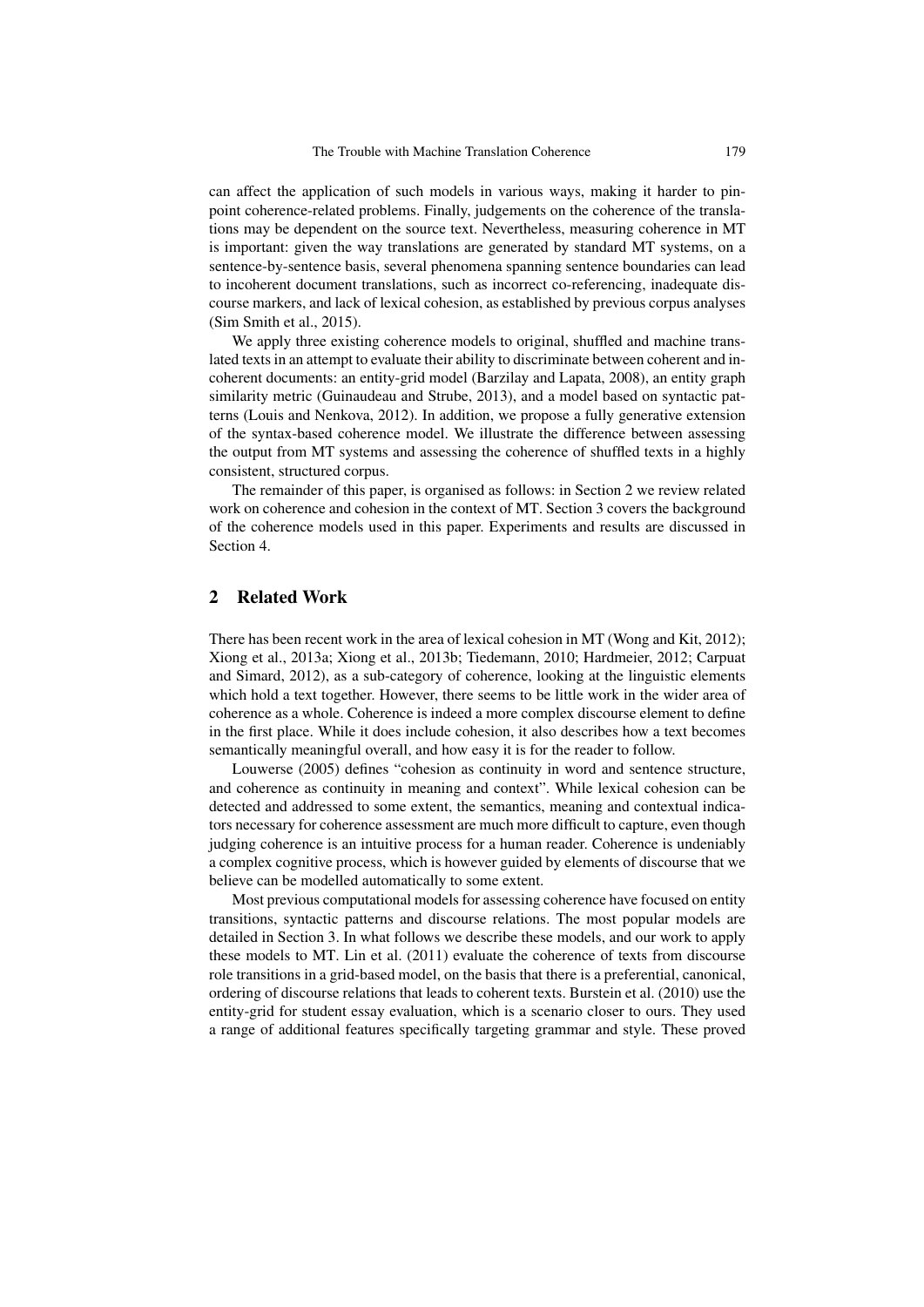can affect the application of such models in various ways, making it harder to pinpoint coherence-related problems. Finally, judgements on the coherence of the translations may be dependent on the source text. Nevertheless, measuring coherence in MT is important: given the way translations are generated by standard MT systems, on a sentence-by-sentence basis, several phenomena spanning sentence boundaries can lead to incoherent document translations, such as incorrect co-referencing, inadequate discourse markers, and lack of lexical cohesion, as established by previous corpus analyses (Sim Smith et al., 2015).

We apply three existing coherence models to original, shuffled and machine translated texts in an attempt to evaluate their ability to discriminate between coherent and incoherent documents: an entity-grid model (Barzilay and Lapata, 2008), an entity graph similarity metric (Guinaudeau and Strube, 2013), and a model based on syntactic patterns (Louis and Nenkova, 2012). In addition, we propose a fully generative extension of the syntax-based coherence model. We illustrate the difference between assessing the output from MT systems and assessing the coherence of shuffled texts in a highly consistent, structured corpus.

The remainder of this paper, is organised as follows: in Section 2 we review related work on coherence and cohesion in the context of MT. Section 3 covers the background of the coherence models used in this paper. Experiments and results are discussed in Section 4.

## 2 Related Work

There has been recent work in the area of lexical cohesion in MT (Wong and Kit, 2012); Xiong et al., 2013a; Xiong et al., 2013b; Tiedemann, 2010; Hardmeier, 2012; Carpuat and Simard, 2012), as a sub-category of coherence, looking at the linguistic elements which hold a text together. However, there seems to be little work in the wider area of coherence as a whole. Coherence is indeed a more complex discourse element to define in the first place. While it does include cohesion, it also describes how a text becomes semantically meaningful overall, and how easy it is for the reader to follow.

Louwerse (2005) defines "cohesion as continuity in word and sentence structure, and coherence as continuity in meaning and context". While lexical cohesion can be detected and addressed to some extent, the semantics, meaning and contextual indicators necessary for coherence assessment are much more difficult to capture, even though judging coherence is an intuitive process for a human reader. Coherence is undeniably a complex cognitive process, which is however guided by elements of discourse that we believe can be modelled automatically to some extent.

Most previous computational models for assessing coherence have focused on entity transitions, syntactic patterns and discourse relations. The most popular models are detailed in Section 3. In what follows we describe these models, and our work to apply these models to MT. Lin et al. (2011) evaluate the coherence of texts from discourse role transitions in a grid-based model, on the basis that there is a preferential, canonical, ordering of discourse relations that leads to coherent texts. Burstein et al. (2010) use the entity-grid for student essay evaluation, which is a scenario closer to ours. They used a range of additional features specifically targeting grammar and style. These proved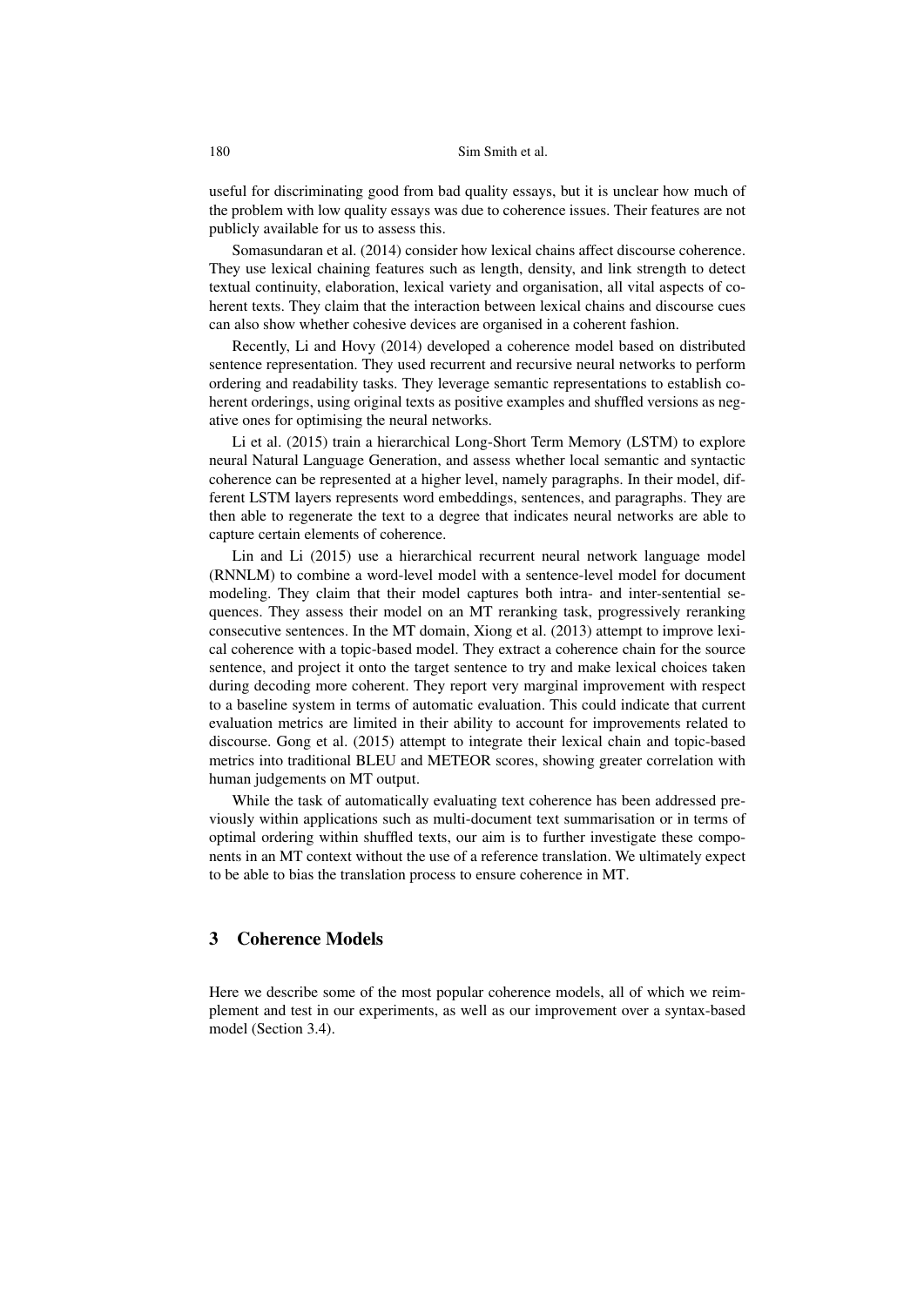useful for discriminating good from bad quality essays, but it is unclear how much of the problem with low quality essays was due to coherence issues. Their features are not publicly available for us to assess this.

Somasundaran et al. (2014) consider how lexical chains affect discourse coherence. They use lexical chaining features such as length, density, and link strength to detect textual continuity, elaboration, lexical variety and organisation, all vital aspects of coherent texts. They claim that the interaction between lexical chains and discourse cues can also show whether cohesive devices are organised in a coherent fashion.

Recently, Li and Hovy (2014) developed a coherence model based on distributed sentence representation. They used recurrent and recursive neural networks to perform ordering and readability tasks. They leverage semantic representations to establish coherent orderings, using original texts as positive examples and shuffled versions as negative ones for optimising the neural networks.

Li et al. (2015) train a hierarchical Long-Short Term Memory (LSTM) to explore neural Natural Language Generation, and assess whether local semantic and syntactic coherence can be represented at a higher level, namely paragraphs. In their model, different LSTM layers represents word embeddings, sentences, and paragraphs. They are then able to regenerate the text to a degree that indicates neural networks are able to capture certain elements of coherence.

Lin and Li (2015) use a hierarchical recurrent neural network language model (RNNLM) to combine a word-level model with a sentence-level model for document modeling. They claim that their model captures both intra- and inter-sentential sequences. They assess their model on an MT reranking task, progressively reranking consecutive sentences. In the MT domain, Xiong et al. (2013) attempt to improve lexical coherence with a topic-based model. They extract a coherence chain for the source sentence, and project it onto the target sentence to try and make lexical choices taken during decoding more coherent. They report very marginal improvement with respect to a baseline system in terms of automatic evaluation. This could indicate that current evaluation metrics are limited in their ability to account for improvements related to discourse. Gong et al. (2015) attempt to integrate their lexical chain and topic-based metrics into traditional BLEU and METEOR scores, showing greater correlation with human judgements on MT output.

While the task of automatically evaluating text coherence has been addressed previously within applications such as multi-document text summarisation or in terms of optimal ordering within shuffled texts, our aim is to further investigate these components in an MT context without the use of a reference translation. We ultimately expect to be able to bias the translation process to ensure coherence in MT.

## 3 Coherence Models

Here we describe some of the most popular coherence models, all of which we reimplement and test in our experiments, as well as our improvement over a syntax-based model (Section 3.4).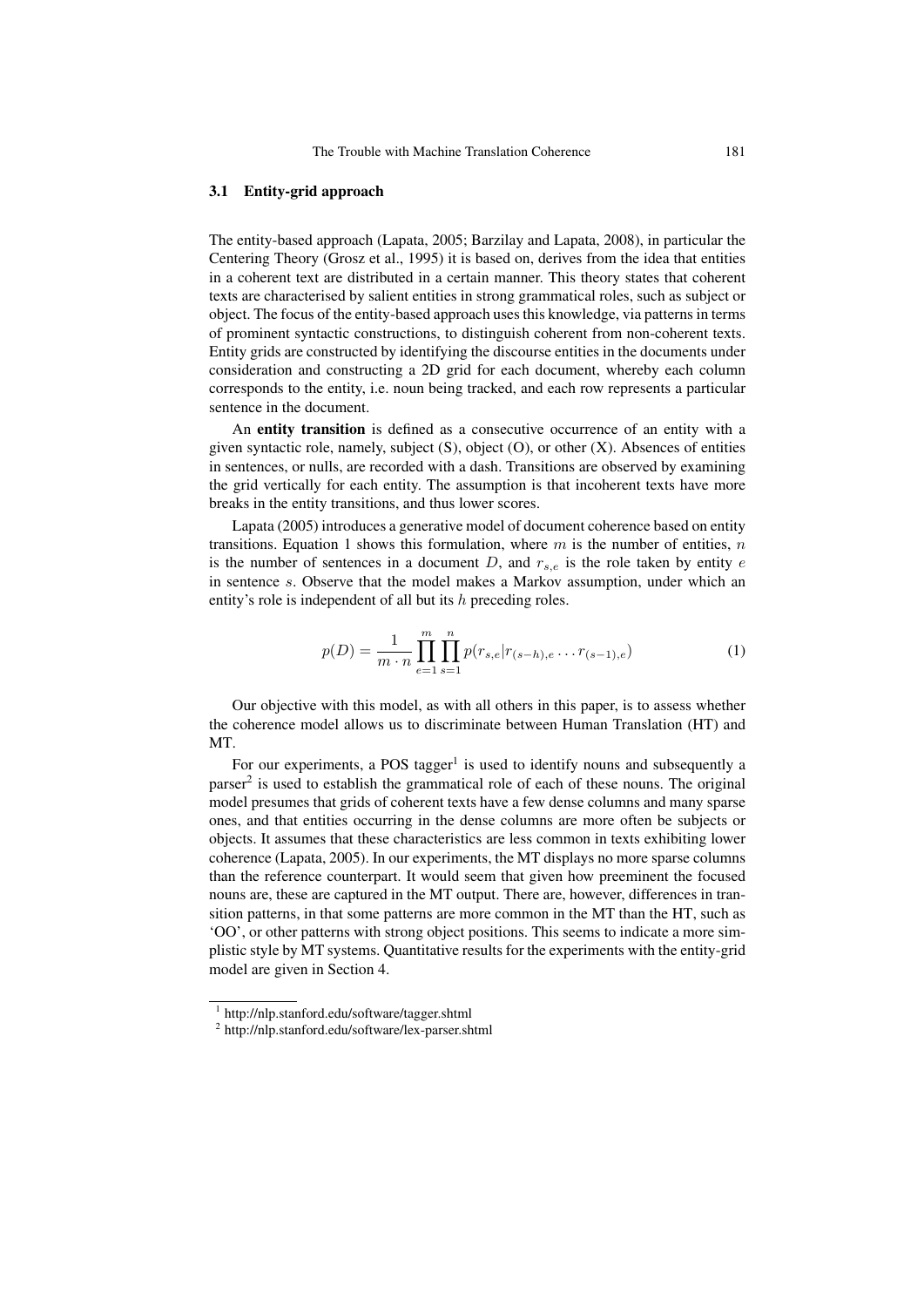### 3.1 Entity-grid approach

The entity-based approach (Lapata, 2005; Barzilay and Lapata, 2008), in particular the Centering Theory (Grosz et al., 1995) it is based on, derives from the idea that entities in a coherent text are distributed in a certain manner. This theory states that coherent texts are characterised by salient entities in strong grammatical roles, such as subject or object. The focus of the entity-based approach uses this knowledge, via patterns in terms of prominent syntactic constructions, to distinguish coherent from non-coherent texts. Entity grids are constructed by identifying the discourse entities in the documents under consideration and constructing a 2D grid for each document, whereby each column corresponds to the entity, i.e. noun being tracked, and each row represents a particular sentence in the document.

An **entity transition** is defined as a consecutive occurrence of an entity with a given syntactic role, namely, subject (S), object (O), or other (X). Absences of entities in sentences, or nulls, are recorded with a dash. Transitions are observed by examining the grid vertically for each entity. The assumption is that incoherent texts have more breaks in the entity transitions, and thus lower scores.

Lapata (2005) introduces a generative model of document coherence based on entity transitions. Equation 1 shows this formulation, where $m$ is the number of entities, $n$ is the number of sentences in a document $D$, and $r_{s,e}$ is the role taken by entity $e$ in sentence $s$. Observe that the model makes a Markov assumption, under which an entity's role is independent of all but its $h$ preceding roles.

$$p(D) = \frac{1}{m \cdot n} \prod_{e=1}^{m} \prod_{s=1}^{n} p(r_{s,e} | r_{(s-h),e} \ldots r_{(s-1),e}) \tag{1}$$

Our objective with this model, as with all others in this paper, is to assess whether the coherence model allows us to discriminate between Human Translation (HT) and MT.

For our experiments, a POS tagger[1] is used to identify nouns and subsequently a parser[2] is used to establish the grammatical role of each of these nouns. The original model presumes that grids of coherent texts have a few dense columns and many sparse ones, and that entities occurring in the dense columns are more often be subjects or objects. It assumes that these characteristics are less common in texts exhibiting lower coherence (Lapata, 2005). In our experiments, the MT displays no more sparse columns than the reference counterpart. It would seem that given how preeminent the focused nouns are, these are captured in the MT output. There are, however, differences in transition patterns, in that some patterns are more common in the MT than the HT, such as 'OO', or other patterns with strong object positions. This seems to indicate a more simplistic style by MT systems. Quantitative results for the experiments with the entity-grid model are given in Section 4.

[1] http://nlp.stanford.edu/software/tagger.shtml

[2] http://nlp.stanford.edu/software/lex-parser.shtml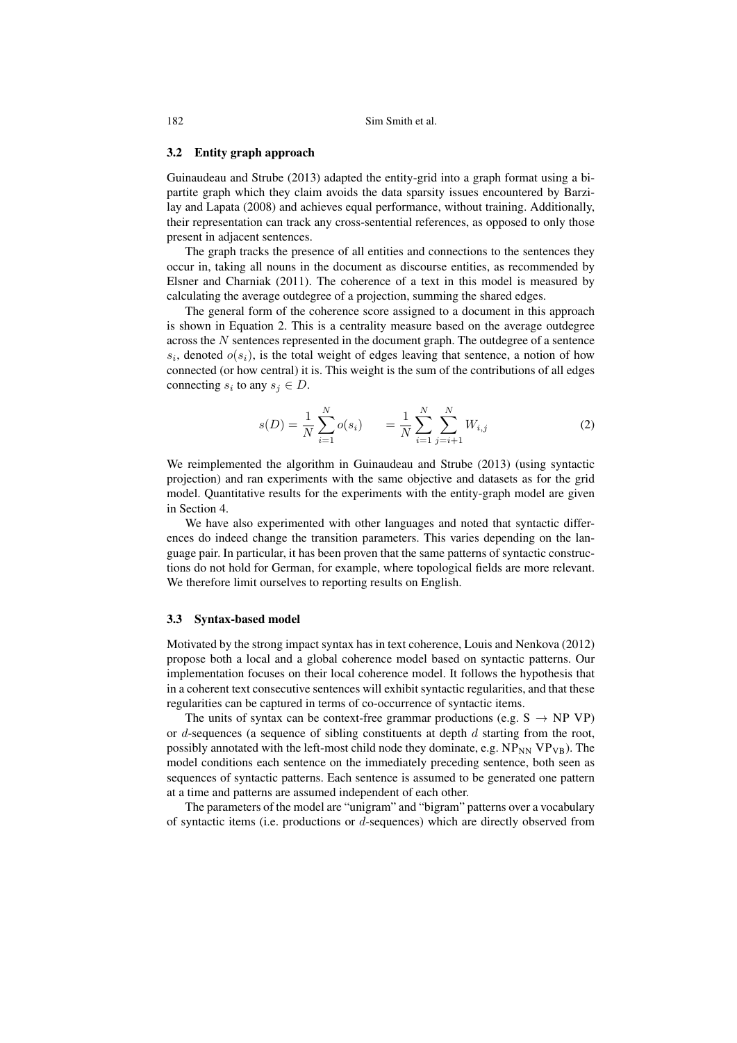### 3.2 Entity graph approach

Guinaudeau and Strube (2013) adapted the entity-grid into a graph format using a bipartite graph which they claim avoids the data sparsity issues encountered by Barzilay and Lapata (2008) and achieves equal performance, without training. Additionally, their representation can track any cross-sentential references, as opposed to only those present in adjacent sentences.

The graph tracks the presence of all entities and connections to the sentences they occur in, taking all nouns in the document as discourse entities, as recommended by Elsner and Charniak (2011). The coherence of a text in this model is measured by calculating the average outdegree of a projection, summing the shared edges.

The general form of the coherence score assigned to a document in this approach is shown in Equation 2. This is a centrality measure based on the average outdegree across the $N$ sentences represented in the document graph. The outdegree of a sentence $s_i$, denoted $o(s_i)$, is the total weight of edges leaving that sentence, a notion of how connected (or how central) it is. This weight is the sum of the contributions of all edges connecting $s_i$ to any $s_j \in D$.

$$s(D) = \frac{1}{N} \sum_{i=1}^{N} o(s_i) \qquad = \frac{1}{N} \sum_{i=1}^{N} \sum_{j=i+1}^{N} W_{i,j} \tag{2}$$

We reimplemented the algorithm in Guinaudeau and Strube (2013) (using syntactic projection) and ran experiments with the same objective and datasets as for the grid model. Quantitative results for the experiments with the entity-graph model are given in Section 4.

We have also experimented with other languages and noted that syntactic differences do indeed change the transition parameters. This varies depending on the language pair. In particular, it has been proven that the same patterns of syntactic constructions do not hold for German, for example, where topological fields are more relevant. We therefore limit ourselves to reporting results on English.

### 3.3 Syntax-based model

Motivated by the strong impact syntax has in text coherence, Louis and Nenkova (2012) propose both a local and a global coherence model based on syntactic patterns. Our implementation focuses on their local coherence model. It follows the hypothesis that in a coherent text consecutive sentences will exhibit syntactic regularities, and that these regularities can be captured in terms of co-occurrence of syntactic items.

The units of syntax can be context-free grammar productions (e.g. S $\rightarrow$ NP VP) or $d$-sequences (a sequence of sibling constituents at depth $d$ starting from the root, possibly annotated with the left-most child node they dominate, e.g. $\text{NP}_{\text{NN}}$ $\text{VP}_{\text{VB}}$). The model conditions each sentence on the immediately preceding sentence, both seen as sequences of syntactic patterns. Each sentence is assumed to be generated one pattern at a time and patterns are assumed independent of each other.

The parameters of the model are "unigram" and "bigram" patterns over a vocabulary of syntactic items (i.e. productions or $d$-sequences) which are directly observed from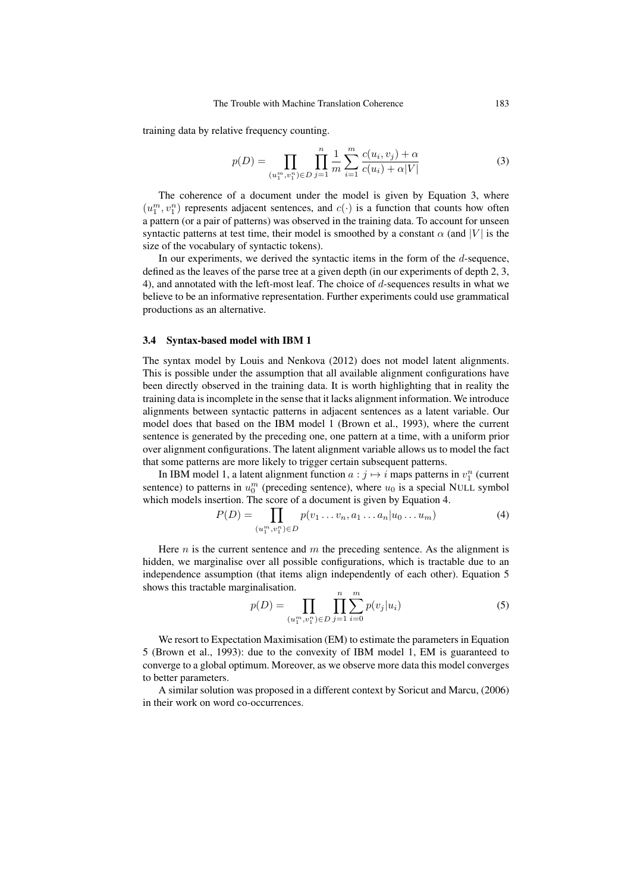training data by relative frequency counting.

$$p(D) = \prod_{(u_1^m, v_1^n) \in D} \prod_{j=1}^{n} \frac{1}{m} \sum_{i=1}^{m} \frac{c(u_i, v_j) + \alpha}{c(u_i) + \alpha |V|} \tag{3}$$

The coherence of a document under the model is given by Equation 3, where $(u_1^m, v_1^n)$ represents adjacent sentences, and $c(\cdot)$ is a function that counts how often a pattern (or a pair of patterns) was observed in the training data. To account for unseen syntactic patterns at test time, their model is smoothed by a constant $\alpha$ (and $|V|$ is the size of the vocabulary of syntactic tokens).

In our experiments, we derived the syntactic items in the form of the $d$-sequence, defined as the leaves of the parse tree at a given depth (in our experiments of depth 2, 3, 4), and annotated with the left-most leaf. The choice of $d$-sequences results in what we believe to be an informative representation. Further experiments could use grammatical productions as an alternative.

### 3.4 Syntax-based model with IBM 1

The syntax model by Louis and Nenkova (2012) does not model latent alignments. This is possible under the assumption that all available alignment configurations have been directly observed in the training data. It is worth highlighting that in reality the training data is incomplete in the sense that it lacks alignment information. We introduce alignments between syntactic patterns in adjacent sentences as a latent variable. Our model does that based on the IBM model 1 (Brown et al., 1993), where the current sentence is generated by the preceding one, one pattern at a time, with a uniform prior over alignment configurations. The latent alignment variable allows us to model the fact that some patterns are more likely to trigger certain subsequent patterns.

In IBM model 1, a latent alignment function $a : j \mapsto i$ maps patterns in $v_1^n$ (current sentence) to patterns in $u_0^m$ (preceding sentence), where $u_0$ is a special NULL symbol which models insertion. The score of a document is given by Equation 4.

$$P(D) = \prod_{(u_1^m, v_1^n) \in D} p(v_1 \dots v_n, a_1 \dots a_n | u_0 \dots u_m) \tag{4}$$

Here $n$ is the current sentence and $m$ the preceding sentence. As the alignment is hidden, we marginalise over all possible configurations, which is tractable due to an independence assumption (that items align independently of each other). Equation 5 shows this tractable marginalisation.

$$p(D) = \prod_{(u_1^m, v_1^n) \in D} \prod_{j=1}^{n} \sum_{i=0}^{m} p(v_j | u_i) \tag{5}$$

We resort to Expectation Maximisation (EM) to estimate the parameters in Equation 5 (Brown et al., 1993): due to the convexity of IBM model 1, EM is guaranteed to converge to a global optimum. Moreover, as we observe more data this model converges to better parameters.

A similar solution was proposed in a different context by Soricut and Marcu, (2006) in their work on word co-occurrences.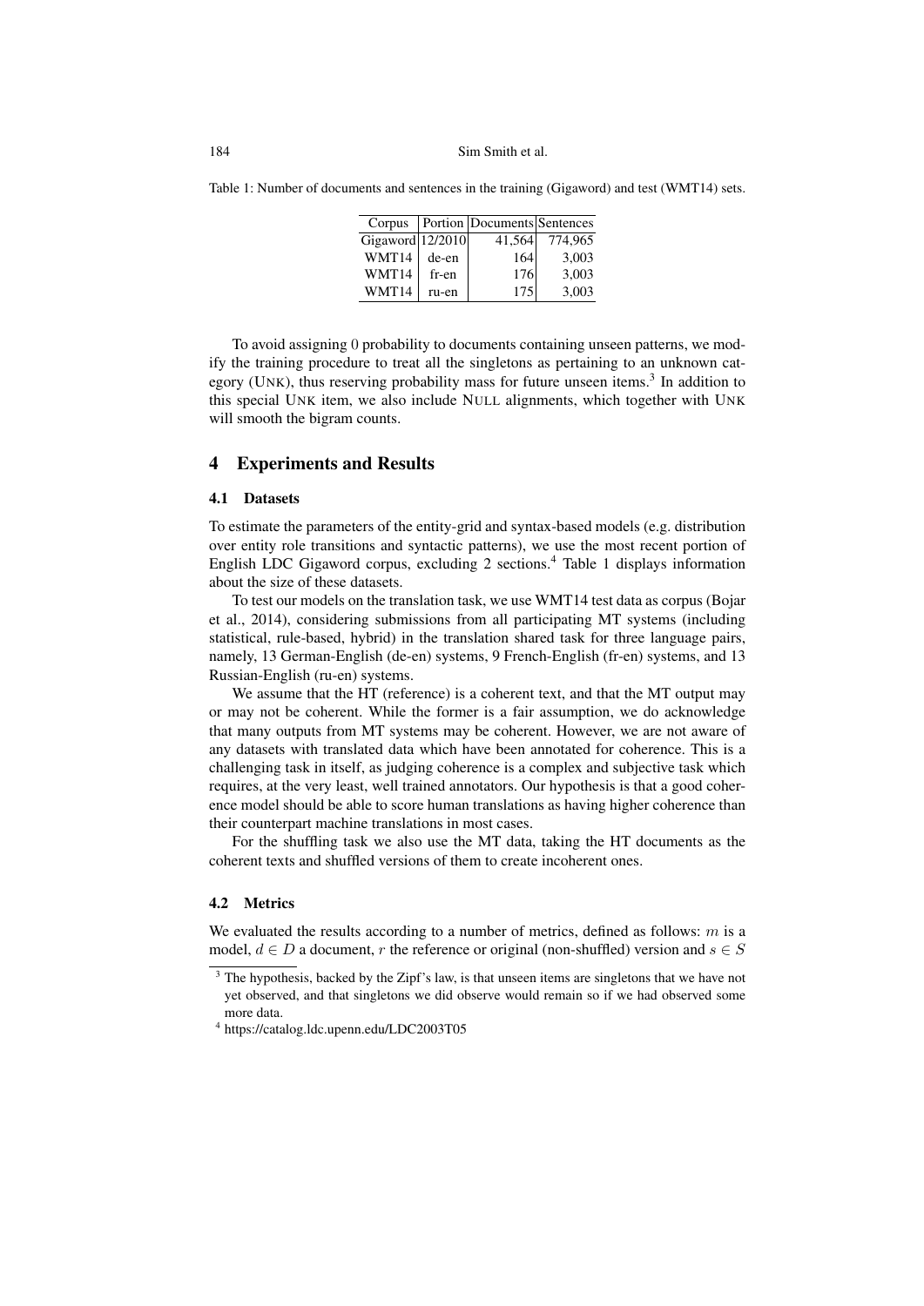Table 1: Number of documents and sentences in the training (Gigaword) and test (WMT14) sets.

| Corpus | Portion | Documents | Sentences |
|---|---|---|---|
| Gigaword | 12/2010 | 41,564 | 774,965 |
| WMT14 | de-en | 164 | 3,003 |
| WMT14 | fr-en | 176 | 3,003 |
| WMT14 | ru-en | 175 | 3,003 |

To avoid assigning 0 probability to documents containing unseen patterns, we modify the training procedure to treat all the singletons as pertaining to an unknown category (UNK), thus reserving probability mass for future unseen items.[3] In addition to this special UNK item, we also include NULL alignments, which together with UNK will smooth the bigram counts.

## 4 Experiments and Results

### 4.1 Datasets

To estimate the parameters of the entity-grid and syntax-based models (e.g. distribution over entity role transitions and syntactic patterns), we use the most recent portion of English LDC Gigaword corpus, excluding 2 sections.[4] Table 1 displays information about the size of these datasets.

To test our models on the translation task, we use WMT14 test data as corpus (Bojar et al., 2014), considering submissions from all participating MT systems (including statistical, rule-based, hybrid) in the translation shared task for three language pairs, namely, 13 German-English (de-en) systems, 9 French-English (fr-en) systems, and 13 Russian-English (ru-en) systems.

We assume that the HT (reference) is a coherent text, and that the MT output may or may not be coherent. While the former is a fair assumption, we do acknowledge that many outputs from MT systems may be coherent. However, we are not aware of any datasets with translated data which have been annotated for coherence. This is a challenging task in itself, as judging coherence is a complex and subjective task which requires, at the very least, well trained annotators. Our hypothesis is that a good coherence model should be able to score human translations as having higher coherence than their counterpart machine translations in most cases.

For the shuffling task we also use the MT data, taking the HT documents as the coherent texts and shuffled versions of them to create incoherent ones.

### 4.2 Metrics

We evaluated the results according to a number of metrics, defined as follows: $m$ is a model, $d \in D$ a document, $r$ the reference or original (non-shuffled) version and $s \in S$

[3] The hypothesis, backed by the Zipf's law, is that unseen items are singletons that we have not yet observed, and that singletons we did observe would remain so if we had observed some more data.

[4] https://catalog.ldc.upenn.edu/LDC2003T05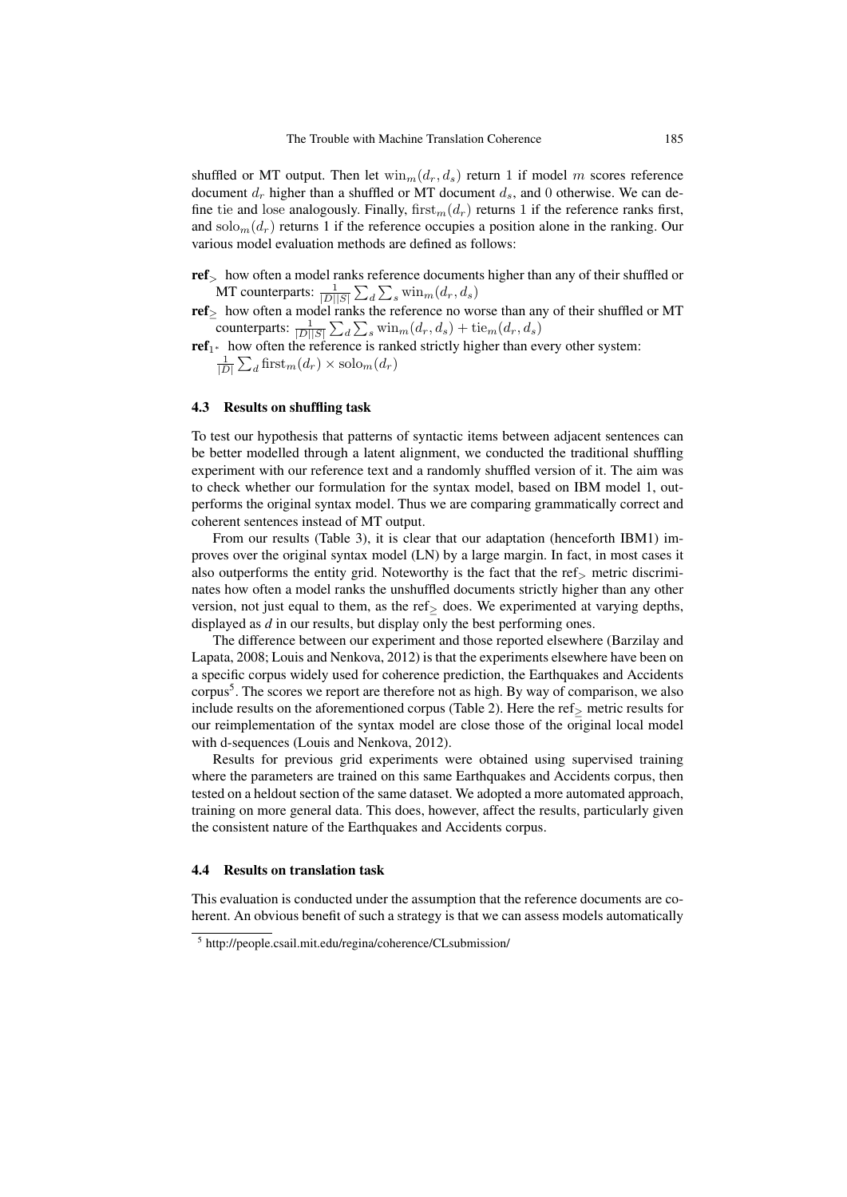shuffled or MT output. Then let $\text{win}_m(d_r, d_s)$ return 1 if model $m$ scores reference document $d_r$ higher than a shuffled or MT document $d_s$, and 0 otherwise. We can define tie and lose analogously. Finally, $\text{first}_m(d_r)$ returns 1 if the reference ranks first, and $\text{solo}_m(d_r)$ returns 1 if the reference occupies a position alone in the ranking. Our various model evaluation methods are defined as follows:

- **ref**$_>$ how often a model ranks reference documents higher than any of their shuffled or MT counterparts: $\frac{1}{|D||S|}\sum_d \sum_s \text{win}_m(d_r, d_s)$
- **ref**$_\geq$ how often a model ranks the reference no worse than any of their shuffled or MT counterparts: $\frac{1}{|D||S|}\sum_d \sum_s \text{win}_m(d_r, d_s) + \text{tie}_m(d_r, d_s)$
- **ref**$_{1^*}$ how often the reference is ranked strictly higher than every other system: $\frac{1}{|D|}\sum_d \text{first}_m(d_r) \times \text{solo}_m(d_r)$

### 4.3 Results on shuffling task

To test our hypothesis that patterns of syntactic items between adjacent sentences can be better modelled through a latent alignment, we conducted the traditional shuffling experiment with our reference text and a randomly shuffled version of it. The aim was to check whether our formulation for the syntax model, based on IBM model 1, outperforms the original syntax model. Thus we are comparing grammatically correct and coherent sentences instead of MT output.

From our results (Table 3), it is clear that our adaptation (henceforth IBM1) improves over the original syntax model (LN) by a large margin. In fact, in most cases it also outperforms the entity grid. Noteworthy is the fact that the ref$_>$ metric discriminates how often a model ranks the unshuffled documents strictly higher than any other version, not just equal to them, as the ref$_\geq$ does. We experimented at varying depths, displayed as *d* in our results, but display only the best performing ones.

The difference between our experiment and those reported elsewhere (Barzilay and Lapata, 2008; Louis and Nenkova, 2012) is that the experiments elsewhere have been on a specific corpus widely used for coherence prediction, the Earthquakes and Accidents corpus[5]. The scores we report are therefore not as high. By way of comparison, we also include results on the aforementioned corpus (Table 2). Here the ref$_\geq$ metric results for our reimplementation of the syntax model are close those of the original local model with d-sequences (Louis and Nenkova, 2012).

Results for previous grid experiments were obtained using supervised training where the parameters are trained on this same Earthquakes and Accidents corpus, then tested on a heldout section of the same dataset. We adopted a more automated approach, training on more general data. This does, however, affect the results, particularly given the consistent nature of the Earthquakes and Accidents corpus.

### 4.4 Results on translation task

This evaluation is conducted under the assumption that the reference documents are coherent. An obvious benefit of such a strategy is that we can assess models automatically

[5] http://people.csail.mit.edu/regina/coherence/CLsubmission/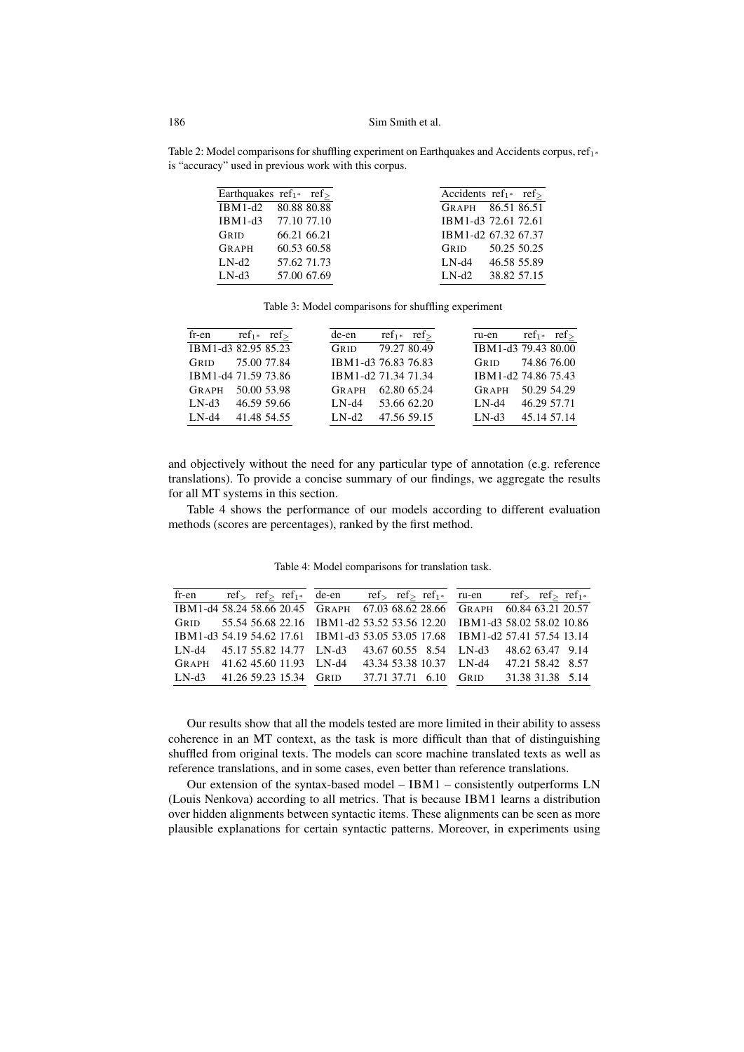Table 2: Model comparisons for shuffling experiment on Earthquakes and Accidents corpus, $ref_{1^*}$ is "accuracy" used in previous work with this corpus.

| Earthquakes | $ref_{1^*}$ | $ref_{\geq}$ |
|---|---|---|
| IBM1-d2 | 80.88 | 80.88 |
| IBM1-d3 | 77.10 | 77.10 |
| GRID | 66.21 | 66.21 |
| GRAPH | 60.53 | 60.58 |
| LN-d2 | 57.62 | 71.73 |
| LN-d3 | 57.00 | 67.69 |

| Accidents | $ref_{1^*}$ | $ref_{\geq}$ |
|---|---|---|
| GRAPH | 86.51 | 86.51 |
| IBM1-d3 | 72.61 | 72.61 |
| IBM1-d2 | 67.32 | 67.37 |
| GRID | 50.25 | 50.25 |
| LN-d4 | 46.58 | 55.89 |
| LN-d2 | 38.82 | 57.15 |

Table 3: Model comparisons for shuffling experiment

| fr-en | $ref_{1^*}$ | $ref_{\geq}$ |
|---|---|---|
| IBM1-d3 | 82.95 | 85.23 |
| GRID | 75.00 | 77.84 |
| IBM1-d4 | 71.59 | 73.86 |
| GRAPH | 50.00 | 53.98 |
| LN-d3 | 46.59 | 59.66 |
| LN-d4 | 41.48 | 54.55 |

| de-en | $ref_{1^*}$ | $ref_{\geq}$ |
|---|---|---|
| GRID | 79.27 | 80.49 |
| IBM1-d3 | 76.83 | 76.83 |
| IBM1-d2 | 71.34 | 71.34 |
| GRAPH | 62.80 | 65.24 |
| LN-d4 | 53.66 | 62.20 |
| LN-d2 | 47.56 | 59.15 |

| ru-en | $ref_{1^*}$ | $ref_{\geq}$ |
|---|---|---|
| IBM1-d3 | 79.43 | 80.00 |
| GRID | 74.86 | 76.00 |
| IBM1-d2 | 74.86 | 75.43 |
| GRAPH | 50.29 | 54.29 |
| LN-d4 | 46.29 | 57.71 |
| LN-d3 | 45.14 | 57.14 |

and objectively without the need for any particular type of annotation (e.g. reference translations). To provide a concise summary of our findings, we aggregate the results for all MT systems in this section.

Table 4 shows the performance of our models according to different evaluation methods (scores are percentages), ranked by the first method.

Table 4: Model comparisons for translation task.

| fr-en | $ref_{>}$ | $ref_{\geq}$ | $ref_{1^*}$ |
|---|---|---|---|
| IBM1-d4 | 58.24 | 58.66 | 20.45 |
| GRID | 55.54 | 56.68 | 22.16 |
| IBM1-d3 | 54.19 | 54.62 | 17.61 |
| LN-d4 | 45.17 | 55.82 | 14.77 |
| GRAPH | 41.62 | 45.60 | 11.93 |
| LN-d3 | 41.26 | 59.23 | 15.34 |

| de-en | $ref_{>}$ | $ref_{\geq}$ | $ref_{1^*}$ |
|---|---|---|---|
| GRAPH | 67.03 | 68.62 | 28.66 |
| IBM1-d2 | 53.52 | 53.56 | 12.20 |
| IBM1-d3 | 53.05 | 53.05 | 17.68 |
| LN-d3 | 43.67 | 60.55 | 8.54 |
| LN-d4 | 43.34 | 53.38 | 10.37 |
| GRID | 37.71 | 37.71 | 6.10 |

| ru-en | $ref_{>}$ | $ref_{\geq}$ | $ref_{1^*}$ |
|---|---|---|---|
| GRAPH | 60.84 | 63.21 | 20.57 |
| IBM1-d3 | 58.02 | 58.02 | 10.86 |
| IBM1-d2 | 57.41 | 57.54 | 13.14 |
| LN-d3 | 48.62 | 63.47 | 9.14 |
| LN-d4 | 47.21 | 58.42 | 8.57 |
| GRID | 31.38 | 31.38 | 5.14 |

Our results show that all the models tested are more limited in their ability to assess coherence in an MT context, as the task is more difficult than that of distinguishing shuffled from original texts. The models can score machine translated texts as well as reference translations, and in some cases, even better than reference translations.

Our extension of the syntax-based model – IBM1 – consistently outperforms LN (Louis Nenkova) according to all metrics. That is because IBM1 learns a distribution over hidden alignments between syntactic items. These alignments can be seen as more plausible explanations for certain syntactic patterns. Moreover, in experiments using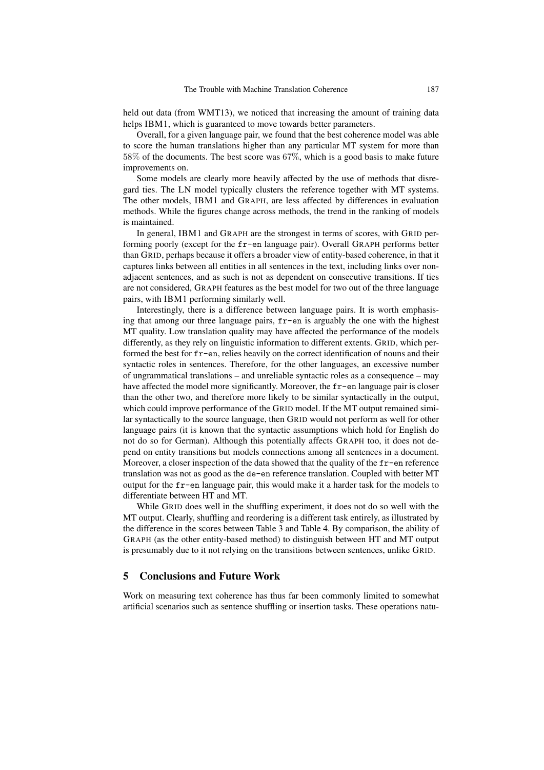held out data (from WMT13), we noticed that increasing the amount of training data helps IBM1, which is guaranteed to move towards better parameters.

Overall, for a given language pair, we found that the best coherence model was able to score the human translations higher than any particular MT system for more than $58\%$ of the documents. The best score was $67\%$, which is a good basis to make future improvements on.

Some models are clearly more heavily affected by the use of methods that disregard ties. The LN model typically clusters the reference together with MT systems. The other models, IBM1 and GRAPH, are less affected by differences in evaluation methods. While the figures change across methods, the trend in the ranking of models is maintained.

In general, IBM1 and GRAPH are the strongest in terms of scores, with GRID performing poorly (except for the fr-en language pair). Overall GRAPH performs better than GRID, perhaps because it offers a broader view of entity-based coherence, in that it captures links between all entities in all sentences in the text, including links over non-adjacent sentences, and as such is not as dependent on consecutive transitions. If ties are not considered, GRAPH features as the best model for two out of the three language pairs, with IBM1 performing similarly well.

Interestingly, there is a difference between language pairs. It is worth emphasising that among our three language pairs, fr-en is arguably the one with the highest MT quality. Low translation quality may have affected the performance of the models differently, as they rely on linguistic information to different extents. GRID, which performed the best for fr-en, relies heavily on the correct identification of nouns and their syntactic roles in sentences. Therefore, for the other languages, an excessive number of ungrammatical translations – and unreliable syntactic roles as a consequence – may have affected the model more significantly. Moreover, the fr-en language pair is closer than the other two, and therefore more likely to be similar syntactically in the output, which could improve performance of the GRID model. If the MT output remained similar syntactically to the source language, then GRID would not perform as well for other language pairs (it is known that the syntactic assumptions which hold for English do not do so for German). Although this potentially affects GRAPH too, it does not depend on entity transitions but models connections among all sentences in a document. Moreover, a closer inspection of the data showed that the quality of the fr-en reference translation was not as good as the de-en reference translation. Coupled with better MT output for the fr-en language pair, this would make it a harder task for the models to differentiate between HT and MT.

While GRID does well in the shuffling experiment, it does not do so well with the MT output. Clearly, shuffling and reordering is a different task entirely, as illustrated by the difference in the scores between Table 3 and Table 4. By comparison, the ability of GRAPH (as the other entity-based method) to distinguish between HT and MT output is presumably due to it not relying on the transitions between sentences, unlike GRID.

## 5 Conclusions and Future Work

Work on measuring text coherence has thus far been commonly limited to somewhat artificial scenarios such as sentence shuffling or insertion tasks. These operations natu-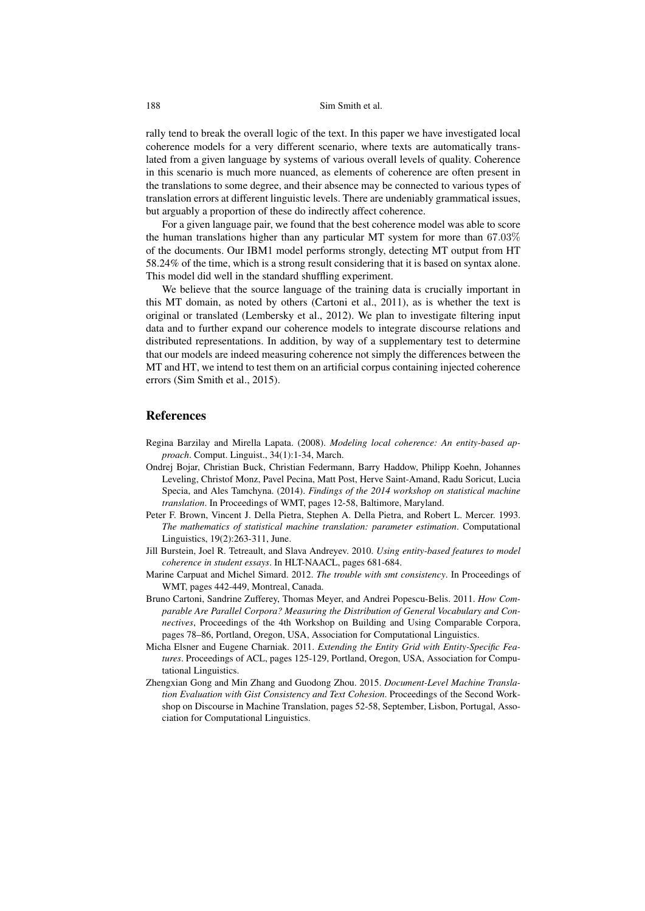rally tend to break the overall logic of the text. In this paper we have investigated local coherence models for a very different scenario, where texts are automatically translated from a given language by systems of various overall levels of quality. Coherence in this scenario is much more nuanced, as elements of coherence are often present in the translations to some degree, and their absence may be connected to various types of translation errors at different linguistic levels. There are undeniably grammatical issues, but arguably a proportion of these do indirectly affect coherence.

For a given language pair, we found that the best coherence model was able to score the human translations higher than any particular MT system for more than $67.03\%$ of the documents. Our IBM1 model performs strongly, detecting MT output from HT 58.24% of the time, which is a strong result considering that it is based on syntax alone. This model did well in the standard shuffling experiment.

We believe that the source language of the training data is crucially important in this MT domain, as noted by others (Cartoni et al., 2011), as is whether the text is original or translated (Lembersky et al., 2012). We plan to investigate filtering input data and to further expand our coherence models to integrate discourse relations and distributed representations. In addition, by way of a supplementary test to determine that our models are indeed measuring coherence not simply the differences between the MT and HT, we intend to test them on an artificial corpus containing injected coherence errors (Sim Smith et al., 2015).

## References

Regina Barzilay and Mirella Lapata. (2008). *Modeling local coherence: An entity-based approach*. Comput. Linguist., 34(1):1-34, March.

Ondrej Bojar, Christian Buck, Christian Federmann, Barry Haddow, Philipp Koehn, Johannes Leveling, Christof Monz, Pavel Pecina, Matt Post, Herve Saint-Amand, Radu Soricut, Lucia Specia, and Ales Tamchyna. (2014). *Findings of the 2014 workshop on statistical machine translation*. In Proceedings of WMT, pages 12-58, Baltimore, Maryland.

Peter F. Brown, Vincent J. Della Pietra, Stephen A. Della Pietra, and Robert L. Mercer. 1993. *The mathematics of statistical machine translation: parameter estimation*. Computational Linguistics, 19(2):263-311, June.

Jill Burstein, Joel R. Tetreault, and Slava Andreyev. 2010. *Using entity-based features to model coherence in student essays*. In HLT-NAACL, pages 681-684.

Marine Carpuat and Michel Simard. 2012. *The trouble with smt consistency*. In Proceedings of WMT, pages 442-449, Montreal, Canada.

Bruno Cartoni, Sandrine Zufferey, Thomas Meyer, and Andrei Popescu-Belis. 2011. *How Comparable Are Parallel Corpora? Measuring the Distribution of General Vocabulary and Connectives*, Proceedings of the 4th Workshop on Building and Using Comparable Corpora, pages 78–86, Portland, Oregon, USA, Association for Computational Linguistics.

Micha Elsner and Eugene Charniak. 2011. *Extending the Entity Grid with Entity-Specific Features*. Proceedings of ACL, pages 125-129, Portland, Oregon, USA, Association for Computational Linguistics.

Zhengxian Gong and Min Zhang and Guodong Zhou. 2015. *Document-Level Machine Translation Evaluation with Gist Consistency and Text Cohesion*. Proceedings of the Second Workshop on Discourse in Machine Translation, pages 52-58, September, Lisbon, Portugal, Association for Computational Linguistics.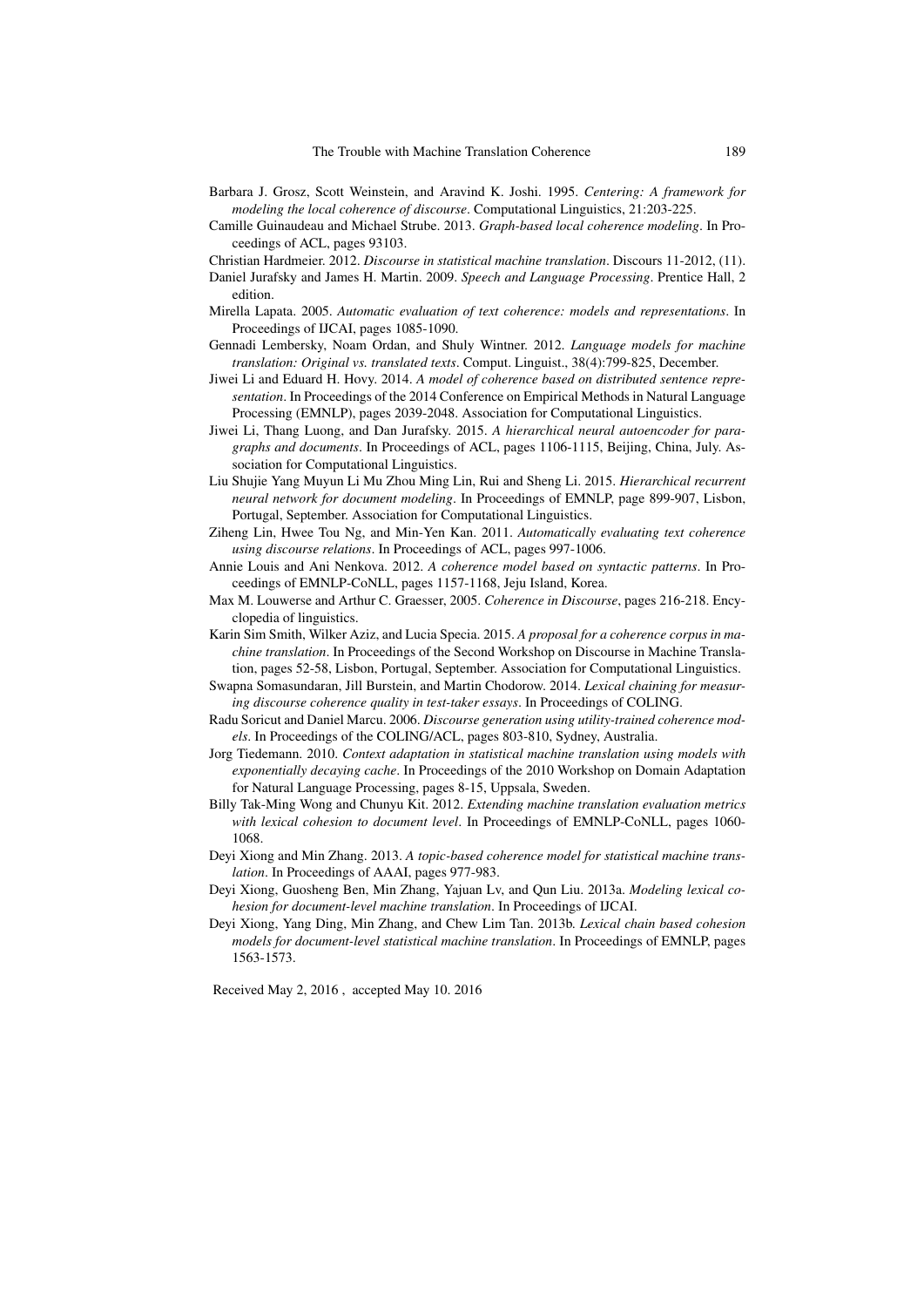Barbara J. Grosz, Scott Weinstein, and Aravind K. Joshi. 1995. *Centering: A framework for modeling the local coherence of discourse*. Computational Linguistics, 21:203-225.

Camille Guinaudeau and Michael Strube. 2013. *Graph-based local coherence modeling*. In Proceedings of ACL, pages 93103.

Christian Hardmeier. 2012. *Discourse in statistical machine translation*. Discours 11-2012, (11).

Daniel Jurafsky and James H. Martin. 2009. *Speech and Language Processing*. Prentice Hall, 2 edition.

Mirella Lapata. 2005. *Automatic evaluation of text coherence: models and representations*. In Proceedings of IJCAI, pages 1085-1090.

Gennadi Lembersky, Noam Ordan, and Shuly Wintner. 2012. *Language models for machine translation: Original vs. translated texts*. Comput. Linguist., 38(4):799-825, December.

Jiwei Li and Eduard H. Hovy. 2014. *A model of coherence based on distributed sentence representation*. In Proceedings of the 2014 Conference on Empirical Methods in Natural Language Processing (EMNLP), pages 2039-2048. Association for Computational Linguistics.

Jiwei Li, Thang Luong, and Dan Jurafsky. 2015. *A hierarchical neural autoencoder for paragraphs and documents*. In Proceedings of ACL, pages 1106-1115, Beijing, China, July. Association for Computational Linguistics.

Liu Shujie Yang Muyun Li Mu Zhou Ming Lin, Rui and Sheng Li. 2015. *Hierarchical recurrent neural network for document modeling*. In Proceedings of EMNLP, page 899-907, Lisbon, Portugal, September. Association for Computational Linguistics.

Ziheng Lin, Hwee Tou Ng, and Min-Yen Kan. 2011. *Automatically evaluating text coherence using discourse relations*. In Proceedings of ACL, pages 997-1006.

Annie Louis and Ani Nenkova. 2012. *A coherence model based on syntactic patterns*. In Proceedings of EMNLP-CoNLL, pages 1157-1168, Jeju Island, Korea.

Max M. Louwerse and Arthur C. Graesser, 2005. *Coherence in Discourse*, pages 216-218. Encyclopedia of linguistics.

Karin Sim Smith, Wilker Aziz, and Lucia Specia. 2015. *A proposal for a coherence corpus in machine translation*. In Proceedings of the Second Workshop on Discourse in Machine Translation, pages 52-58, Lisbon, Portugal, September. Association for Computational Linguistics.

Swapna Somasundaran, Jill Burstein, and Martin Chodorow. 2014. *Lexical chaining for measuring discourse coherence quality in test-taker essays*. In Proceedings of COLING.

Radu Soricut and Daniel Marcu. 2006. *Discourse generation using utility-trained coherence models*. In Proceedings of the COLING/ACL, pages 803-810, Sydney, Australia.

Jorg Tiedemann. 2010. *Context adaptation in statistical machine translation using models with exponentially decaying cache*. In Proceedings of the 2010 Workshop on Domain Adaptation for Natural Language Processing, pages 8-15, Uppsala, Sweden.

Billy Tak-Ming Wong and Chunyu Kit. 2012. *Extending machine translation evaluation metrics with lexical cohesion to document level*. In Proceedings of EMNLP-CoNLL, pages 1060-1068.

Deyi Xiong and Min Zhang. 2013. *A topic-based coherence model for statistical machine translation*. In Proceedings of AAAI, pages 977-983.

Deyi Xiong, Guosheng Ben, Min Zhang, Yajuan Lv, and Qun Liu. 2013a. *Modeling lexical cohesion for document-level machine translation*. In Proceedings of IJCAI.

Deyi Xiong, Yang Ding, Min Zhang, and Chew Lim Tan. 2013b. *Lexical chain based cohesion models for document-level statistical machine translation*. In Proceedings of EMNLP, pages 1563-1573.

Received May 2, 2016 , accepted May 10. 2016